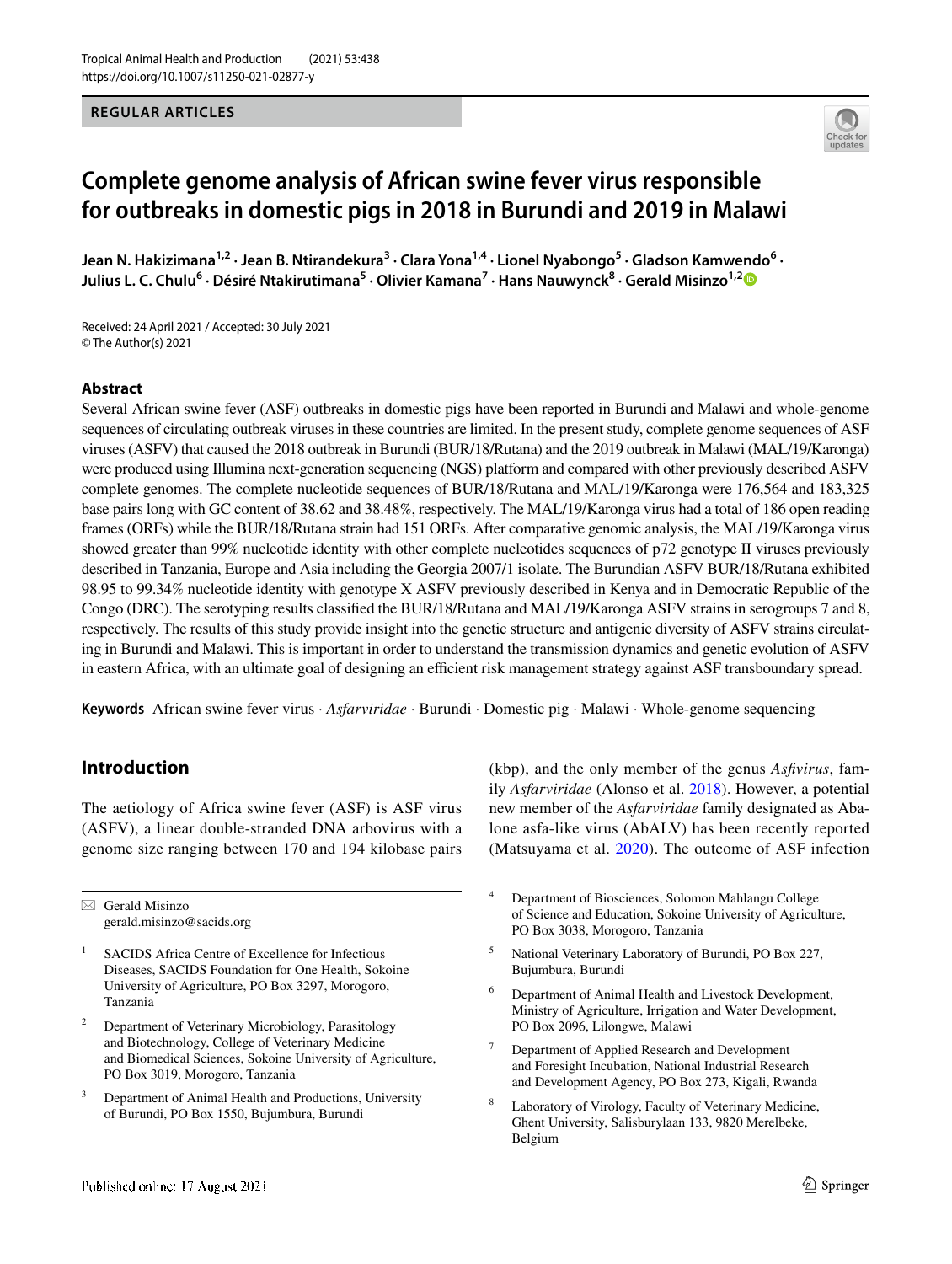REGULAR ARTICLES

# Complete genome analysis of African swine fever virus responsible for outbreaks in domestic pigs in 2018 in Burundi and 2019 in Malawi

**Jean N. Hakizimana[1,2] · Jean B. Ntirandekura[3] · Clara Yona[1,4] · Lionel Nyabongo[5] · Gladson Kamwendo[6] · Julius L. C. Chulu[6] · Désiré Ntakirutimana[5] · Olivier Kamana[7] · Hans Nauwynck[8] · Gerald Misinzo[1,2]**

Received: 24 April 2021 / Accepted: 30 July 2021
© The Author(s) 2021

## Abstract

Several African swine fever (ASF) outbreaks in domestic pigs have been reported in Burundi and Malawi and whole-genome sequences of circulating outbreak viruses in these countries are limited. In the present study, complete genome sequences of ASF viruses (ASFV) that caused the 2018 outbreak in Burundi (BUR/18/Rutana) and the 2019 outbreak in Malawi (MAL/19/Karonga) were produced using Illumina next-generation sequencing (NGS) platform and compared with other previously described ASFV complete genomes. The complete nucleotide sequences of BUR/18/Rutana and MAL/19/Karonga were 176,564 and 183,325 base pairs long with GC content of 38.62 and 38.48%, respectively. The MAL/19/Karonga virus had a total of 186 open reading frames (ORFs) while the BUR/18/Rutana strain had 151 ORFs. After comparative genomic analysis, the MAL/19/Karonga virus showed greater than 99% nucleotide identity with other complete nucleotides sequences of p72 genotype II viruses previously described in Tanzania, Europe and Asia including the Georgia 2007/1 isolate. The Burundian ASFV BUR/18/Rutana exhibited 98.95 to 99.34% nucleotide identity with genotype X ASFV previously described in Kenya and in Democratic Republic of the Congo (DRC). The serotyping results classified the BUR/18/Rutana and MAL/19/Karonga ASFV strains in serogroups 7 and 8, respectively. The results of this study provide insight into the genetic structure and antigenic diversity of ASFV strains circulating in Burundi and Malawi. This is important in order to understand the transmission dynamics and genetic evolution of ASFV in eastern Africa, with an ultimate goal of designing an efficient risk management strategy against ASF transboundary spread.

**Keywords** African swine fever virus · *Asfarviridae* · Burundi · Domestic pig · Malawi · Whole-genome sequencing

## Introduction

The aetiology of Africa swine fever (ASF) is ASF virus (ASFV), a linear double-stranded DNA arbovirus with a genome size ranging between 170 and 194 kilobase pairs (kbp), and the only member of the genus *Asfivirus*, family *Asfarviridae* (Alonso et al. 2018). However, a potential new member of the *Asfarviridae* family designated as Abalone asfa-like virus (AbALV) has been recently reported (Matsuyama et al. 2020). The outcome of ASF infection

✉ Gerald Misinzo
gerald.misinzo@sacids.org

1 SACIDS Africa Centre of Excellence for Infectious Diseases, SACIDS Foundation for One Health, Sokoine University of Agriculture, PO Box 3297, Morogoro, Tanzania

2 Department of Veterinary Microbiology, Parasitology and Biotechnology, College of Veterinary Medicine and Biomedical Sciences, Sokoine University of Agriculture, PO Box 3019, Morogoro, Tanzania

3 Department of Animal Health and Productions, University of Burundi, PO Box 1550, Bujumbura, Burundi

4 Department of Biosciences, Solomon Mahlangu College of Science and Education, Sokoine University of Agriculture, PO Box 3038, Morogoro, Tanzania

5 National Veterinary Laboratory of Burundi, PO Box 227, Bujumbura, Burundi

6 Department of Animal Health and Livestock Development, Ministry of Agriculture, Irrigation and Water Development, PO Box 2096, Lilongwe, Malawi

7 Department of Applied Research and Development and Foresight Incubation, National Industrial Research and Development Agency, PO Box 273, Kigali, Rwanda

8 Laboratory of Virology, Faculty of Veterinary Medicine, Ghent University, Salisburylaan 133, 9820 Merelbeke, Belgium

Published online: 17 August 2021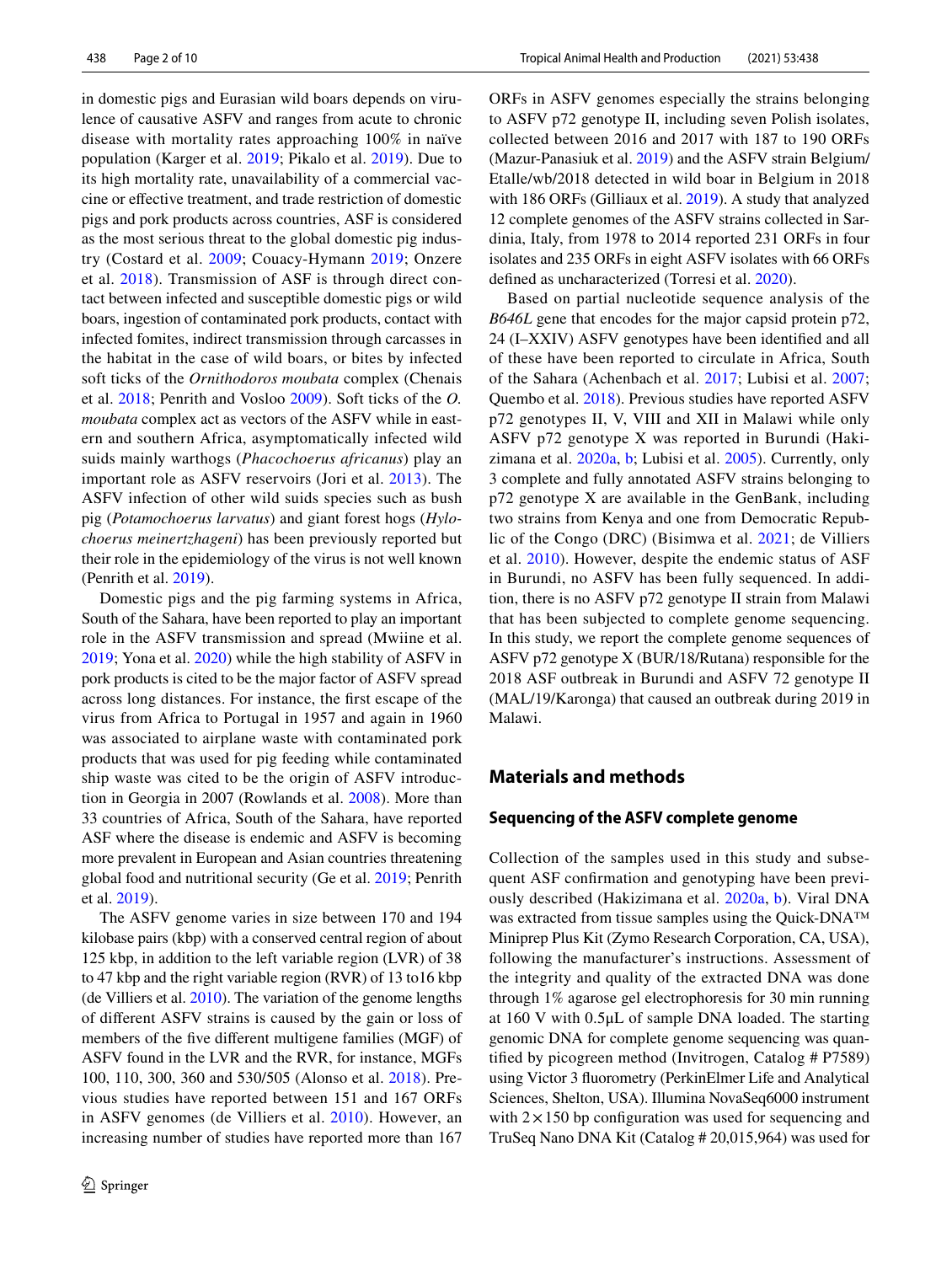in domestic pigs and Eurasian wild boars depends on virulence of causative ASFV and ranges from acute to chronic disease with mortality rates approaching 100% in naïve population (Karger et al. 2019; Pikalo et al. 2019). Due to its high mortality rate, unavailability of a commercial vaccine or effective treatment, and trade restriction of domestic pigs and pork products across countries, ASF is considered as the most serious threat to the global domestic pig industry (Costard et al. 2009; Couacy-Hymann 2019; Onzere et al. 2018). Transmission of ASF is through direct contact between infected and susceptible domestic pigs or wild boars, ingestion of contaminated pork products, contact with infected fomites, indirect transmission through carcasses in the habitat in the case of wild boars, or bites by infected soft ticks of the *Ornithodoros moubata* complex (Chenais et al. 2018; Penrith and Vosloo 2009). Soft ticks of the *O. moubata* complex act as vectors of the ASFV while in eastern and southern Africa, asymptomatically infected wild suids mainly warthogs (*Phacochoerus africanus*) play an important role as ASFV reservoirs (Jori et al. 2013). The ASFV infection of other wild suids species such as bush pig (*Potamochoerus larvatus*) and giant forest hogs (*Hylochoerus meinertzhageni*) has been previously reported but their role in the epidemiology of the virus is not well known (Penrith et al. 2019).

Domestic pigs and the pig farming systems in Africa, South of the Sahara, have been reported to play an important role in the ASFV transmission and spread (Mwiine et al. 2019; Yona et al. 2020) while the high stability of ASFV in pork products is cited to be the major factor of ASFV spread across long distances. For instance, the first escape of the virus from Africa to Portugal in 1957 and again in 1960 was associated to airplane waste with contaminated pork products that was used for pig feeding while contaminated ship waste was cited to be the origin of ASFV introduction in Georgia in 2007 (Rowlands et al. 2008). More than 33 countries of Africa, South of the Sahara, have reported ASF where the disease is endemic and ASFV is becoming more prevalent in European and Asian countries threatening global food and nutritional security (Ge et al. 2019; Penrith et al. 2019).

The ASFV genome varies in size between 170 and 194 kilobase pairs (kbp) with a conserved central region of about 125 kbp, in addition to the left variable region (LVR) of 38 to 47 kbp and the right variable region (RVR) of 13 to16 kbp (de Villiers et al. 2010). The variation of the genome lengths of different ASFV strains is caused by the gain or loss of members of the five different multigene families (MGF) of ASFV found in the LVR and the RVR, for instance, MGFs 100, 110, 300, 360 and 530/505 (Alonso et al. 2018). Previous studies have reported between 151 and 167 ORFs in ASFV genomes (de Villiers et al. 2010). However, an increasing number of studies have reported more than 167 ORFs in ASFV genomes especially the strains belonging to ASFV p72 genotype II, including seven Polish isolates, collected between 2016 and 2017 with 187 to 190 ORFs (Mazur-Panasiuk et al. 2019) and the ASFV strain Belgium/Etalle/wb/2018 detected in wild boar in Belgium in 2018 with 186 ORFs (Gilliaux et al. 2019). A study that analyzed 12 complete genomes of the ASFV strains collected in Sardinia, Italy, from 1978 to 2014 reported 231 ORFs in four isolates and 235 ORFs in eight ASFV isolates with 66 ORFs defined as uncharacterized (Torresi et al. 2020).

Based on partial nucleotide sequence analysis of the *B646L* gene that encodes for the major capsid protein p72, 24 (I–XXIV) ASFV genotypes have been identified and all of these have been reported to circulate in Africa, South of the Sahara (Achenbach et al. 2017; Lubisi et al. 2007; Quembo et al. 2018). Previous studies have reported ASFV p72 genotypes II, V, VIII and XII in Malawi while only ASFV p72 genotype X was reported in Burundi (Hakizimana et al. 2020a, b; Lubisi et al. 2005). Currently, only 3 complete and fully annotated ASFV strains belonging to p72 genotype X are available in the GenBank, including two strains from Kenya and one from Democratic Republic of the Congo (DRC) (Bisimwa et al. 2021; de Villiers et al. 2010). However, despite the endemic status of ASF in Burundi, no ASFV has been fully sequenced. In addition, there is no ASFV p72 genotype II strain from Malawi that has been subjected to complete genome sequencing. In this study, we report the complete genome sequences of ASFV p72 genotype X (BUR/18/Rutana) responsible for the 2018 ASF outbreak in Burundi and ASFV 72 genotype II (MAL/19/Karonga) that caused an outbreak during 2019 in Malawi.

## Materials and methods

### Sequencing of the ASFV complete genome

Collection of the samples used in this study and subsequent ASF confirmation and genotyping have been previously described (Hakizimana et al. 2020a, b). Viral DNA was extracted from tissue samples using the Quick-DNA™ Miniprep Plus Kit (Zymo Research Corporation, CA, USA), following the manufacturer's instructions. Assessment of the integrity and quality of the extracted DNA was done through 1% agarose gel electrophoresis for 30 min running at 160 V with 0.5μL of sample DNA loaded. The starting genomic DNA for complete genome sequencing was quantified by picogreen method (Invitrogen, Catalog # P7589) using Victor 3 fluorometry (PerkinElmer Life and Analytical Sciences, Shelton, USA). Illumina NovaSeq6000 instrument with 2 × 150 bp configuration was used for sequencing and TruSeq Nano DNA Kit (Catalog # 20,015,964) was used for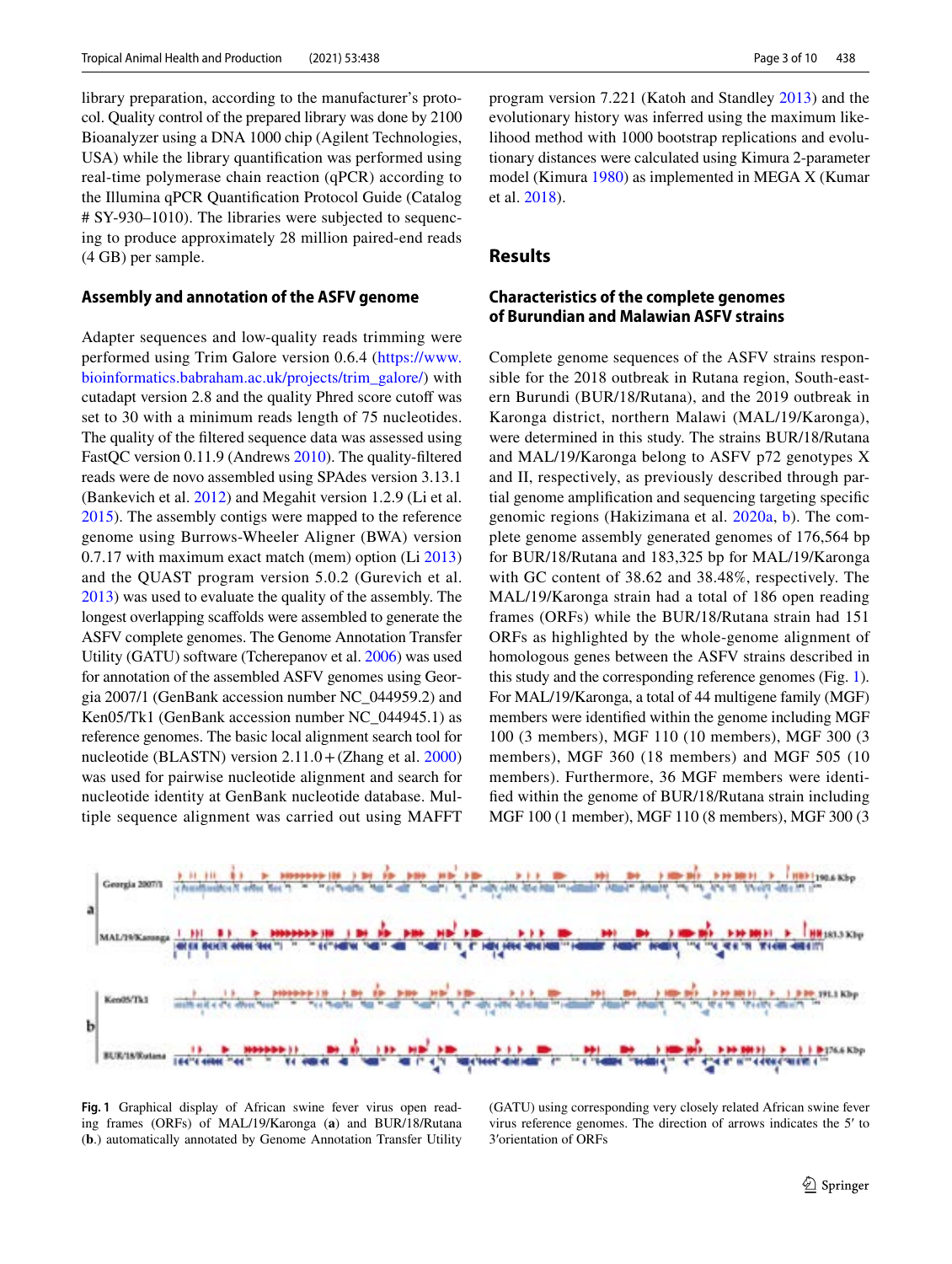library preparation, according to the manufacturer's protocol. Quality control of the prepared library was done by 2100 Bioanalyzer using a DNA 1000 chip (Agilent Technologies, USA) while the library quantification was performed using real-time polymerase chain reaction (qPCR) according to the Illumina qPCR Quantification Protocol Guide (Catalog # SY-930–1010). The libraries were subjected to sequencing to produce approximately 28 million paired-end reads (4 GB) per sample.

### Assembly and annotation of the ASFV genome

Adapter sequences and low-quality reads trimming were performed using Trim Galore version 0.6.4 (https://www.bioinformatics.babraham.ac.uk/projects/trim_galore/) with cutadapt version 2.8 and the quality Phred score cutoff was set to 30 with a minimum reads length of 75 nucleotides. The quality of the filtered sequence data was assessed using FastQC version 0.11.9 (Andrews 2010). The quality-filtered reads were de novo assembled using SPAdes version 3.13.1 (Bankevich et al. 2012) and Megahit version 1.2.9 (Li et al. 2015). The assembly contigs were mapped to the reference genome using Burrows-Wheeler Aligner (BWA) version 0.7.17 with maximum exact match (mem) option (Li 2013) and the QUAST program version 5.0.2 (Gurevich et al. 2013) was used to evaluate the quality of the assembly. The longest overlapping scaffolds were assembled to generate the ASFV complete genomes. The Genome Annotation Transfer Utility (GATU) software (Tcherepanov et al. 2006) was used for annotation of the assembled ASFV genomes using Georgia 2007/1 (GenBank accession number NC_044959.2) and Ken05/Tk1 (GenBank accession number NC_044945.1) as reference genomes. The basic local alignment search tool for nucleotide (BLASTN) version 2.11.0+ (Zhang et al. 2000) was used for pairwise nucleotide alignment and search for nucleotide identity at GenBank nucleotide database. Multiple sequence alignment was carried out using MAFFT program version 7.221 (Katoh and Standley 2013) and the evolutionary history was inferred using the maximum likelihood method with 1000 bootstrap replications and evolutionary distances were calculated using Kimura 2-parameter model (Kimura 1980) as implemented in MEGA X (Kumar et al. 2018).

## Results

### Characteristics of the complete genomes of Burundian and Malawian ASFV strains

Complete genome sequences of the ASFV strains responsible for the 2018 outbreak in Rutana region, South-eastern Burundi (BUR/18/Rutana), and the 2019 outbreak in Karonga district, northern Malawi (MAL/19/Karonga), were determined in this study. The strains BUR/18/Rutana and MAL/19/Karonga belong to ASFV p72 genotypes X and II, respectively, as previously described through partial genome amplification and sequencing targeting specific genomic regions (Hakizimana et al. 2020a, b). The complete genome assembly generated genomes of 176,564 bp for BUR/18/Rutana and 183,325 bp for MAL/19/Karonga with GC content of 38.62 and 38.48%, respectively. The MAL/19/Karonga strain had a total of 186 open reading frames (ORFs) while the BUR/18/Rutana strain had 151 ORFs as highlighted by the whole-genome alignment of homologous genes between the ASFV strains described in this study and the corresponding reference genomes (Fig. 1). For MAL/19/Karonga, a total of 44 multigene family (MGF) members were identified within the genome including MGF 100 (3 members), MGF 110 (10 members), MGF 300 (3 members), MGF 360 (18 members) and MGF 505 (10 members). Furthermore, 36 MGF members were identified within the genome of BUR/18/Rutana strain including MGF 100 (1 member), MGF 110 (8 members), MGF 300 (3

**Fig. 1** Graphical display of African swine fever virus open reading frames (ORFs) of MAL/19/Karonga (**a**) and BUR/18/Rutana (**b**.) automatically annotated by Genome Annotation Transfer Utility (GATU) using corresponding very closely related African swine fever virus reference genomes. The direction of arrows indicates the 5′ to 3′orientation of ORFs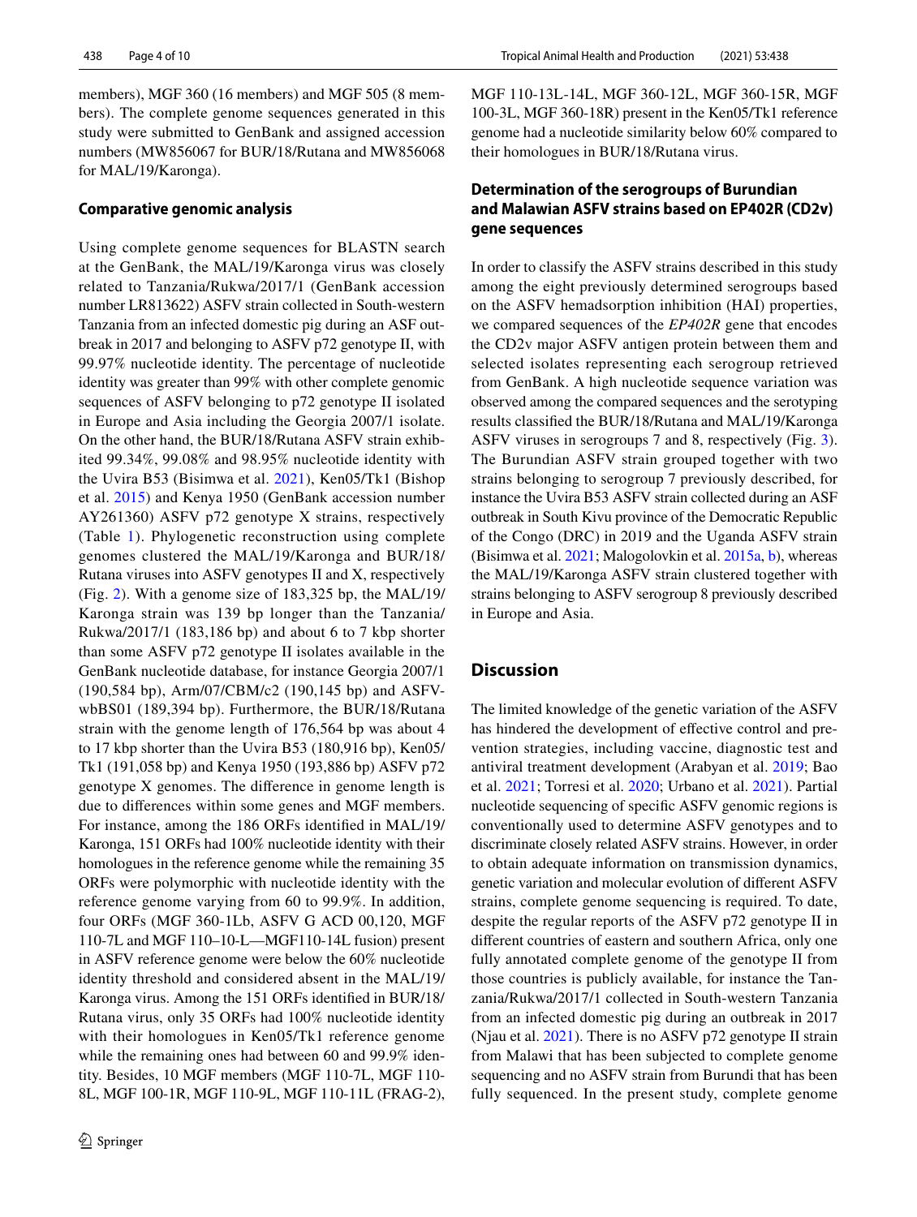members), MGF 360 (16 members) and MGF 505 (8 members). The complete genome sequences generated in this study were submitted to GenBank and assigned accession numbers (MW856067 for BUR/18/Rutana and MW856068 for MAL/19/Karonga).

### Comparative genomic analysis

Using complete genome sequences for BLASTN search at the GenBank, the MAL/19/Karonga virus was closely related to Tanzania/Rukwa/2017/1 (GenBank accession number LR813622) ASFV strain collected in South-western Tanzania from an infected domestic pig during an ASF outbreak in 2017 and belonging to ASFV p72 genotype II, with 99.97% nucleotide identity. The percentage of nucleotide identity was greater than 99% with other complete genomic sequences of ASFV belonging to p72 genotype II isolated in Europe and Asia including the Georgia 2007/1 isolate. On the other hand, the BUR/18/Rutana ASFV strain exhibited 99.34%, 99.08% and 98.95% nucleotide identity with the Uvira B53 (Bisimwa et al. 2021), Ken05/Tk1 (Bishop et al. 2015) and Kenya 1950 (GenBank accession number AY261360) ASFV p72 genotype X strains, respectively (Table 1). Phylogenetic reconstruction using complete genomes clustered the MAL/19/Karonga and BUR/18/Rutana viruses into ASFV genotypes II and X, respectively (Fig. 2). With a genome size of 183,325 bp, the MAL/19/Karonga strain was 139 bp longer than the Tanzania/Rukwa/2017/1 (183,186 bp) and about 6 to 7 kbp shorter than some ASFV p72 genotype II isolates available in the GenBank nucleotide database, for instance Georgia 2007/1 (190,584 bp), Arm/07/CBM/c2 (190,145 bp) and ASFV-wbBS01 (189,394 bp). Furthermore, the BUR/18/Rutana strain with the genome length of 176,564 bp was about 4 to 17 kbp shorter than the Uvira B53 (180,916 bp), Ken05/Tk1 (191,058 bp) and Kenya 1950 (193,886 bp) ASFV p72 genotype X genomes. The difference in genome length is due to differences within some genes and MGF members. For instance, among the 186 ORFs identified in MAL/19/Karonga, 151 ORFs had 100% nucleotide identity with their homologues in the reference genome while the remaining 35 ORFs were polymorphic with nucleotide identity with the reference genome varying from 60 to 99.9%. In addition, four ORFs (MGF 360-1Lb, ASFV G ACD 00,120, MGF 110-7L and MGF 110–10-L—MGF110-14L fusion) present in ASFV reference genome were below the 60% nucleotide identity threshold and considered absent in the MAL/19/Karonga virus. Among the 151 ORFs identified in BUR/18/Rutana virus, only 35 ORFs had 100% nucleotide identity with their homologues in Ken05/Tk1 reference genome while the remaining ones had between 60 and 99.9% identity. Besides, 10 MGF members (MGF 110-7L, MGF 110-8L, MGF 100-1R, MGF 110-9L, MGF 110-11L (FRAG-2), MGF 110-13L-14L, MGF 360-12L, MGF 360-15R, MGF 100-3L, MGF 360-18R) present in the Ken05/Tk1 reference genome had a nucleotide similarity below 60% compared to their homologues in BUR/18/Rutana virus.

### Determination of the serogroups of Burundian and Malawian ASFV strains based on EP402R (CD2v) gene sequences

In order to classify the ASFV strains described in this study among the eight previously determined serogroups based on the ASFV hemadsorption inhibition (HAI) properties, we compared sequences of the *EP402R* gene that encodes the CD2v major ASFV antigen protein between them and selected isolates representing each serogroup retrieved from GenBank. A high nucleotide sequence variation was observed among the compared sequences and the serotyping results classified the BUR/18/Rutana and MAL/19/Karonga ASFV viruses in serogroups 7 and 8, respectively (Fig. 3). The Burundian ASFV strain grouped together with two strains belonging to serogroup 7 previously described, for instance the Uvira B53 ASFV strain collected during an ASF outbreak in South Kivu province of the Democratic Republic of the Congo (DRC) in 2019 and the Uganda ASFV strain (Bisimwa et al. 2021; Malogolovkin et al. 2015a, b), whereas the MAL/19/Karonga ASFV strain clustered together with strains belonging to ASFV serogroup 8 previously described in Europe and Asia.

## Discussion

The limited knowledge of the genetic variation of the ASFV has hindered the development of effective control and prevention strategies, including vaccine, diagnostic test and antiviral treatment development (Arabyan et al. 2019; Bao et al. 2021; Torresi et al. 2020; Urbano et al. 2021). Partial nucleotide sequencing of specific ASFV genomic regions is conventionally used to determine ASFV genotypes and to discriminate closely related ASFV strains. However, in order to obtain adequate information on transmission dynamics, genetic variation and molecular evolution of different ASFV strains, complete genome sequencing is required. To date, despite the regular reports of the ASFV p72 genotype II in different countries of eastern and southern Africa, only one fully annotated complete genome of the genotype II from those countries is publicly available, for instance the Tanzania/Rukwa/2017/1 collected in South-western Tanzania from an infected domestic pig during an outbreak in 2017 (Njau et al. 2021). There is no ASFV p72 genotype II strain from Malawi that has been subjected to complete genome sequencing and no ASFV strain from Burundi that has been fully sequenced. In the present study, complete genome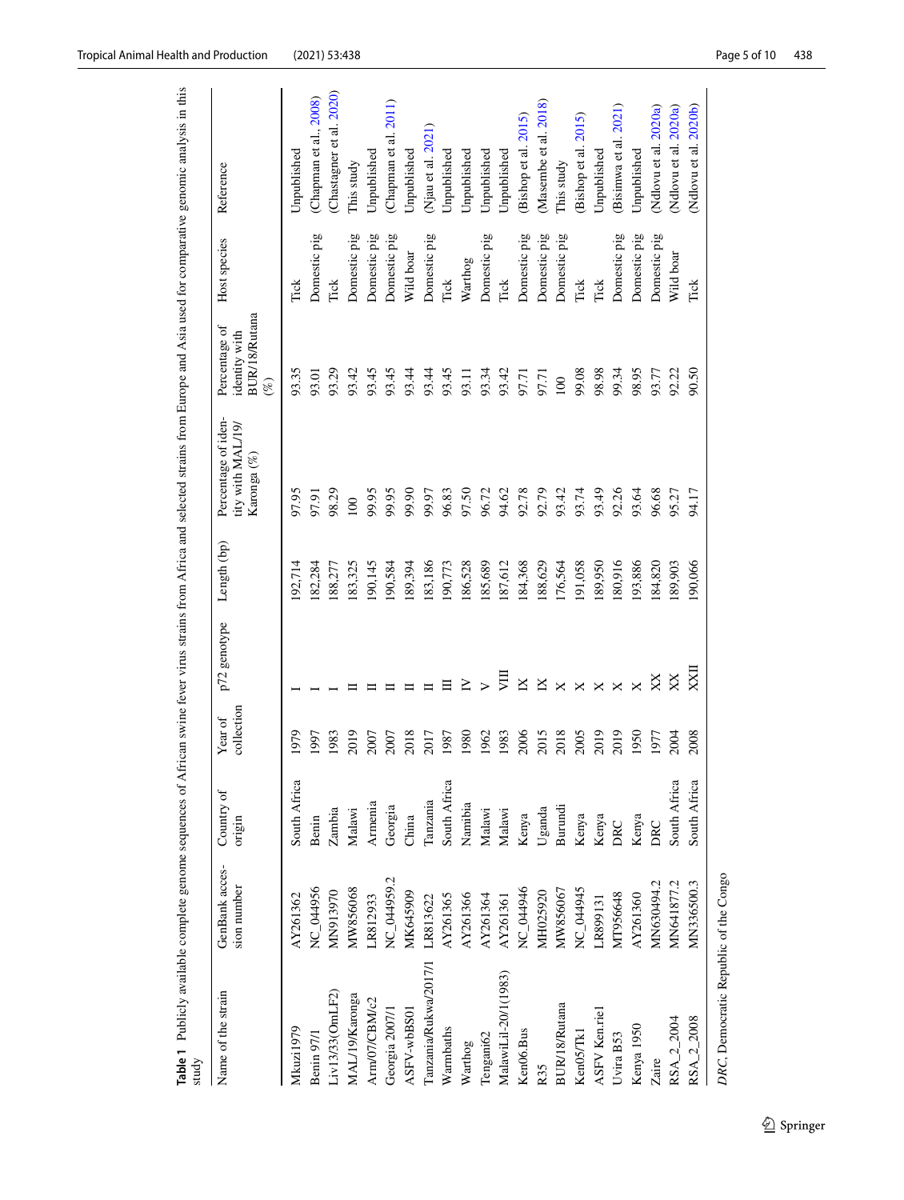**Table 1** Publicly available complete genome sequences of African swine fever virus strains from Africa and selected strains from Europe and Asia used for comparative genomic analysis in this study

| Name of the strain | GenBank accession number | Country of origin | Year of collection | p72 genotype | Length (bp) | Percentage of identity with MAL/19/Karonga (%) | Percentage of identity with BUR/18/Rutana (%) | Host species | Reference |
|---|---|---|---|---|---|---|---|---|---|
| Mkuzi1979 | AY261362 | South Africa | 1979 | I | 192,714 | 97.95 | 93.35 | Tick | Unpublished |
| Benin 97/1 | NC_044956 | Benin | 1997 | I | 182,284 | 97.91 | 93.01 | Domestic pig | (Chapman et al., 2008) |
| Liv13/33(OmLF2) | MN913970 | Zambia | 1983 | I | 188,277 | 98.29 | 93.29 | Tick | (Chastagner et al. 2020) |
| MAL/19/Karonga | MW856068 | Malawi | 2019 | II | 183,325 | 100 | 93.42 | Domestic pig | This study |
| Arm/07/CBM/c2 | LR812933 | Armenia | 2007 | II | 190,145 | 99.95 | 93.45 | Domestic pig | Unpublished |
| Georgia 2007/1 | NC_044959.2 | Georgia | 2007 | II | 190,584 | 99.95 | 93.45 | Domestic pig | (Chapman et al. 2011) |
| ASFV-wbBS01 | MK645909 | China | 2018 | II | 189,394 | 99.90 | 93.44 | Wild boar | Unpublished |
| Tanzania/Rukwa/2017/1 | LR813622 | Tanzania | 2017 | II | 183,186 | 99.97 | 93.44 | Domestic pig | (Njau et al. 2021) |
| Warmbaths | AY261365 | South Africa | 1987 | III | 190,773 | 96.83 | 93.45 | Tick | Unpublished |
| Warthog | AY261366 | Namibia | 1980 | IV | 186,528 | 97.50 | 93.11 | Warthog | Unpublished |
| Tengani62 | AY261364 | Malawi | 1962 | V | 185,689 | 96.72 | 93.34 | Domestic pig | Unpublished |
| MalawiLil-20/1(1983) | AY261361 | Malawi | 1983 | VIII | 187,612 | 94.62 | 93.42 | Tick | Unpublished |
| Ken06.Bus | NC_044946 | Kenya | 2006 | IX | 184,368 | 92.78 | 97.71 | Domestic pig | (Bishop et al. 2015) |
| R35 | MH025920 | Uganda | 2015 | IX | 188,629 | 92.79 | 97.71 | Domestic pig | (Masembe et al. 2018) |
| BUR/18/Rutana | MW856067 | Burundi | 2018 | X | 176,564 | 93.42 | 100 | Domestic pig | This study |
| Ken05/Tk1 | NC_044945 | Kenya | 2005 | X | 191,058 | 93.74 | 99.08 | Tick | (Bishop et al. 2015) |
| ASFV Ken.rie1 | LR899131 | Kenya | 2019 | X | 189,950 | 93.49 | 98.98 | Tick | Unpublished |
| Uvira B53 | MT956648 | DRC | 2019 | X | 180,916 | 92.26 | 99.34 | Domestic pig | (Bisimwa et al. 2021) |
| Kenya 1950 | AY261360 | Kenya | 1950 | X | 193,886 | 93.64 | 98.95 | Domestic pig | Unpublished |
| Zaire | MN630494.2 | DRC | 1977 | XX | 184,820 | 96.68 | 93.77 | Domestic pig | (Ndlovu et al. 2020a) |
| RSA_2_2004 | MN641877.2 | South Africa | 2004 | XX | 189,903 | 95.27 | 92.22 | Wild boar | (Ndlovu et al. 2020a) |
| RSA_2_2008 | MN336500.3 | South Africa | 2008 | XXII | 190,066 | 94.17 | 90.50 | Tick | (Ndlovu et al. 2020b) |

*DRC*, Democratic Republic of the Congo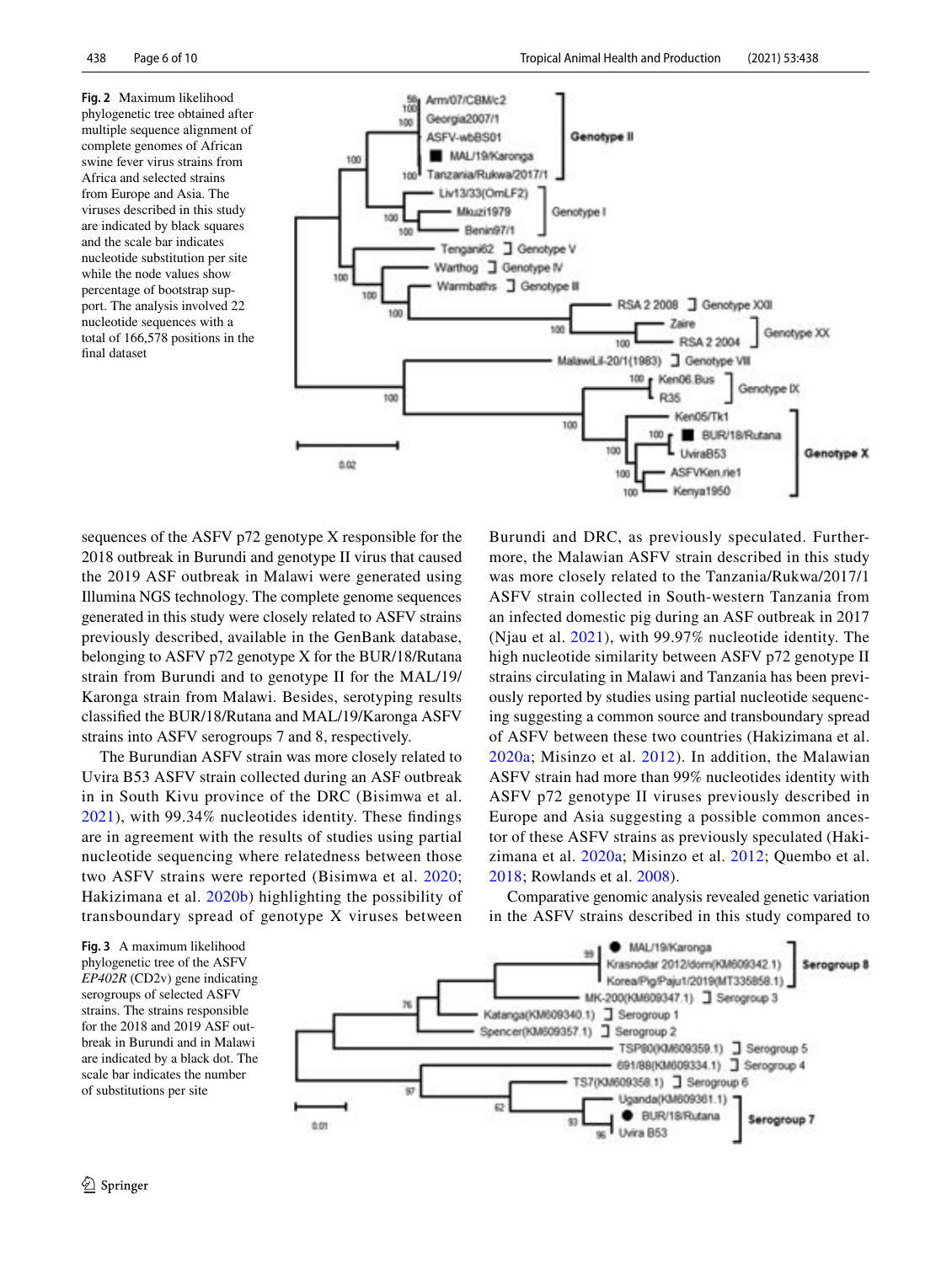**Fig. 2** Maximum likelihood phylogenetic tree obtained after multiple sequence alignment of complete genomes of African swine fever virus strains from Africa and selected strains from Europe and Asia. The viruses described in this study are indicated by black squares and the scale bar indicates nucleotide substitution per site while the node values show percentage of bootstrap support. The analysis involved 22 nucleotide sequences with a total of 166,578 positions in the final dataset

sequences of the ASFV p72 genotype X responsible for the 2018 outbreak in Burundi and genotype II virus that caused the 2019 ASF outbreak in Malawi were generated using Illumina NGS technology. The complete genome sequences generated in this study were closely related to ASFV strains previously described, available in the GenBank database, belonging to ASFV p72 genotype X for the BUR/18/Rutana strain from Burundi and to genotype II for the MAL/19/Karonga strain from Malawi. Besides, serotyping results classified the BUR/18/Rutana and MAL/19/Karonga ASFV strains into ASFV serogroups 7 and 8, respectively.

The Burundian ASFV strain was more closely related to Uvira B53 ASFV strain collected during an ASF outbreak in in South Kivu province of the DRC (Bisimwa et al. 2021), with 99.34% nucleotides identity. These findings are in agreement with the results of studies using partial nucleotide sequencing where relatedness between those two ASFV strains were reported (Bisimwa et al. 2020; Hakizimana et al. 2020b) highlighting the possibility of transboundary spread of genotype X viruses between Burundi and DRC, as previously speculated. Furthermore, the Malawian ASFV strain described in this study was more closely related to the Tanzania/Rukwa/2017/1 ASFV strain collected in South-western Tanzania from an infected domestic pig during an ASF outbreak in 2017 (Njau et al. 2021), with 99.97% nucleotide identity. The high nucleotide similarity between ASFV p72 genotype II strains circulating in Malawi and Tanzania has been previously reported by studies using partial nucleotide sequencing suggesting a common source and transboundary spread of ASFV between these two countries (Hakizimana et al. 2020a; Misinzo et al. 2012). In addition, the Malawian ASFV strain had more than 99% nucleotides identity with ASFV p72 genotype II viruses previously described in Europe and Asia suggesting a possible common ancestor of these ASFV strains as previously speculated (Hakizimana et al. 2020a; Misinzo et al. 2012; Quembo et al. 2018; Rowlands et al. 2008).

Comparative genomic analysis revealed genetic variation in the ASFV strains described in this study compared to

**Fig. 3** A maximum likelihood phylogenetic tree of the ASFV *EP402R* (CD2v) gene indicating serogroups of selected ASFV strains. The strains responsible for the 2018 and 2019 ASF outbreak in Burundi and in Malawi are indicated by a black dot. The scale bar indicates the number of substitutions per site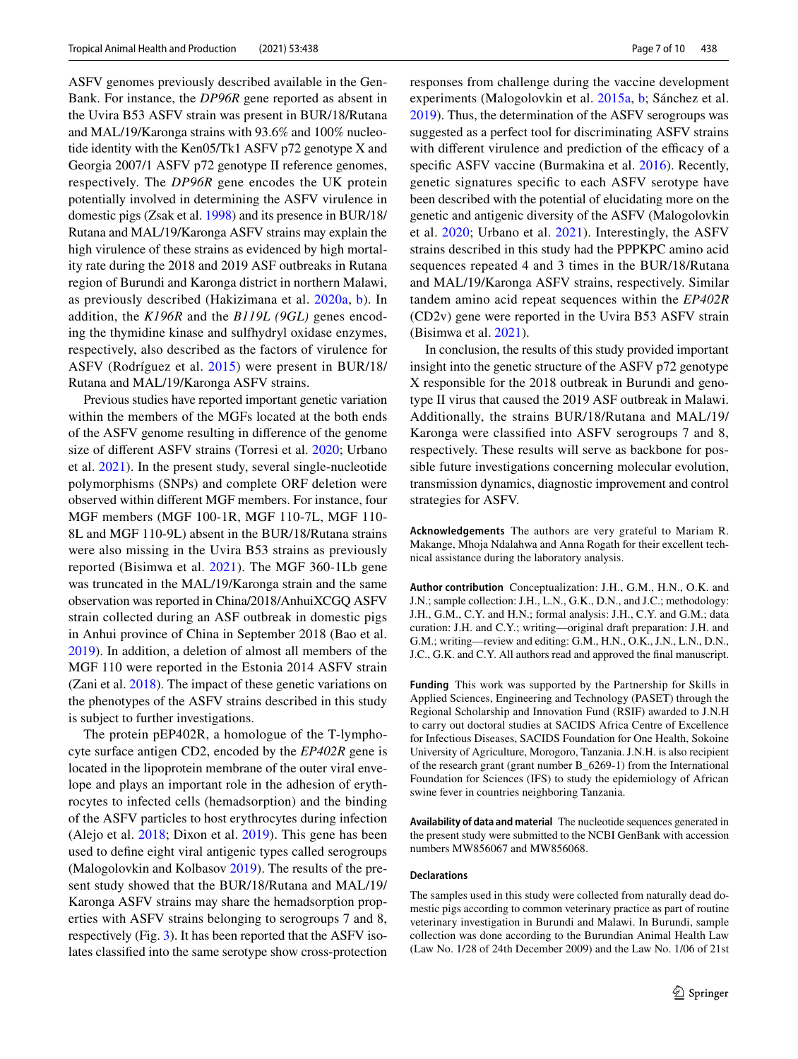ASFV genomes previously described available in the GenBank. For instance, the *DP96R* gene reported as absent in the Uvira B53 ASFV strain was present in BUR/18/Rutana and MAL/19/Karonga strains with 93.6% and 100% nucleotide identity with the Ken05/Tk1 ASFV p72 genotype X and Georgia 2007/1 ASFV p72 genotype II reference genomes, respectively. The *DP96R* gene encodes the UK protein potentially involved in determining the ASFV virulence in domestic pigs (Zsak et al. 1998) and its presence in BUR/18/Rutana and MAL/19/Karonga ASFV strains may explain the high virulence of these strains as evidenced by high mortality rate during the 2018 and 2019 ASF outbreaks in Rutana region of Burundi and Karonga district in northern Malawi, as previously described (Hakizimana et al. 2020a, b). In addition, the *K196R* and the *B119L (9GL)* genes encoding the thymidine kinase and sulfhydryl oxidase enzymes, respectively, also described as the factors of virulence for ASFV (Rodríguez et al. 2015) were present in BUR/18/Rutana and MAL/19/Karonga ASFV strains.

Previous studies have reported important genetic variation within the members of the MGFs located at the both ends of the ASFV genome resulting in difference of the genome size of different ASFV strains (Torresi et al. 2020; Urbano et al. 2021). In the present study, several single-nucleotide polymorphisms (SNPs) and complete ORF deletion were observed within different MGF members. For instance, four MGF members (MGF 100-1R, MGF 110-7L, MGF 110-8L and MGF 110-9L) absent in the BUR/18/Rutana strains were also missing in the Uvira B53 strains as previously reported (Bisimwa et al. 2021). The MGF 360-1Lb gene was truncated in the MAL/19/Karonga strain and the same observation was reported in China/2018/AnhuiXCGQ ASFV strain collected during an ASF outbreak in domestic pigs in Anhui province of China in September 2018 (Bao et al. 2019). In addition, a deletion of almost all members of the MGF 110 were reported in the Estonia 2014 ASFV strain (Zani et al. 2018). The impact of these genetic variations on the phenotypes of the ASFV strains described in this study is subject to further investigations.

The protein pEP402R, a homologue of the T-lymphocyte surface antigen CD2, encoded by the *EP402R* gene is located in the lipoprotein membrane of the outer viral envelope and plays an important role in the adhesion of erythrocytes to infected cells (hemadsorption) and the binding of the ASFV particles to host erythrocytes during infection (Alejo et al. 2018; Dixon et al. 2019). This gene has been used to define eight viral antigenic types called serogroups (Malogolovkin and Kolbasov 2019). The results of the present study showed that the BUR/18/Rutana and MAL/19/Karonga ASFV strains may share the hemadsorption properties with ASFV strains belonging to serogroups 7 and 8, respectively (Fig. 3). It has been reported that the ASFV isolates classified into the same serotype show cross-protection responses from challenge during the vaccine development experiments (Malogolovkin et al. 2015a, b; Sánchez et al. 2019). Thus, the determination of the ASFV serogroups was suggested as a perfect tool for discriminating ASFV strains with different virulence and prediction of the efficacy of a specific ASFV vaccine (Burmakina et al. 2016). Recently, genetic signatures specific to each ASFV serotype have been described with the potential of elucidating more on the genetic and antigenic diversity of the ASFV (Malogolovkin et al. 2020; Urbano et al. 2021). Interestingly, the ASFV strains described in this study had the PPPKPC amino acid sequences repeated 4 and 3 times in the BUR/18/Rutana and MAL/19/Karonga ASFV strains, respectively. Similar tandem amino acid repeat sequences within the *EP402R* (CD2v) gene were reported in the Uvira B53 ASFV strain (Bisimwa et al. 2021).

In conclusion, the results of this study provided important insight into the genetic structure of the ASFV p72 genotype X responsible for the 2018 outbreak in Burundi and genotype II virus that caused the 2019 ASF outbreak in Malawi. Additionally, the strains BUR/18/Rutana and MAL/19/Karonga were classified into ASFV serogroups 7 and 8, respectively. These results will serve as backbone for possible future investigations concerning molecular evolution, transmission dynamics, diagnostic improvement and control strategies for ASFV.

**Acknowledgements** The authors are very grateful to Mariam R. Makange, Mhoja Ndalahwa and Anna Rogath for their excellent technical assistance during the laboratory analysis.

**Author contribution** Conceptualization: J.H., G.M., H.N., O.K. and J.N.; sample collection: J.H., L.N., G.K., D.N., and J.C.; methodology: J.H., G.M., C.Y. and H.N.; formal analysis: J.H., C.Y. and G.M.; data curation: J.H. and C.Y.; writing—original draft preparation: J.H. and G.M.; writing—review and editing: G.M., H.N., O.K., J.N., L.N., D.N., J.C., G.K. and C.Y. All authors read and approved the final manuscript.

**Funding** This work was supported by the Partnership for Skills in Applied Sciences, Engineering and Technology (PASET) through the Regional Scholarship and Innovation Fund (RSIF) awarded to J.N.H to carry out doctoral studies at SACIDS Africa Centre of Excellence for Infectious Diseases, SACIDS Foundation for One Health, Sokoine University of Agriculture, Morogoro, Tanzania. J.N.H. is also recipient of the research grant (grant number B_6269-1) from the International Foundation for Sciences (IFS) to study the epidemiology of African swine fever in countries neighboring Tanzania.

**Availability of data and material** The nucleotide sequences generated in the present study were submitted to the NCBI GenBank with accession numbers MW856067 and MW856068.

## Declarations

The samples used in this study were collected from naturally dead domestic pigs according to common veterinary practice as part of routine veterinary investigation in Burundi and Malawi. In Burundi, sample collection was done according to the Burundian Animal Health Law (Law No. 1/28 of 24th December 2009) and the Law No. 1/06 of 21st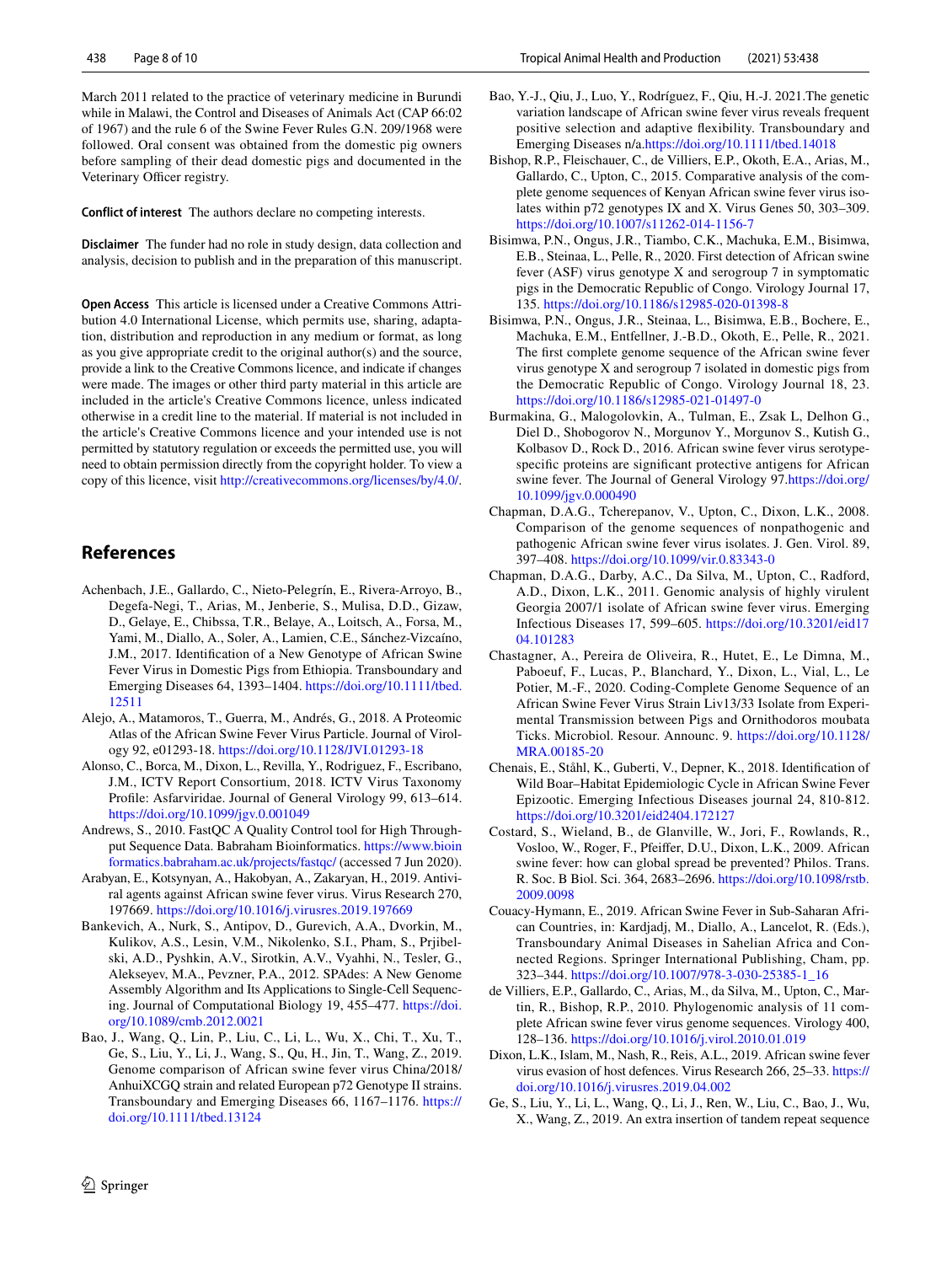March 2011 related to the practice of veterinary medicine in Burundi while in Malawi, the Control and Diseases of Animals Act (CAP 66:02 of 1967) and the rule 6 of the Swine Fever Rules G.N. 209/1968 were followed. Oral consent was obtained from the domestic pig owners before sampling of their dead domestic pigs and documented in the Veterinary Officer registry.

**Conflict of interest** The authors declare no competing interests.

**Disclaimer** The funder had no role in study design, data collection and analysis, decision to publish and in the preparation of this manuscript.

**Open Access** This article is licensed under a Creative Commons Attribution 4.0 International License, which permits use, sharing, adaptation, distribution and reproduction in any medium or format, as long as you give appropriate credit to the original author(s) and the source, provide a link to the Creative Commons licence, and indicate if changes were made. The images or other third party material in this article are included in the article's Creative Commons licence, unless indicated otherwise in a credit line to the material. If material is not included in the article's Creative Commons licence and your intended use is not permitted by statutory regulation or exceeds the permitted use, you will need to obtain permission directly from the copyright holder. To view a copy of this licence, visit http://creativecommons.org/licenses/by/4.0/.

## References

Achenbach, J.E., Gallardo, C., Nieto-Pelegrín, E., Rivera-Arroyo, B., Degefa-Negi, T., Arias, M., Jenberie, S., Mulisa, D.D., Gizaw, D., Gelaye, E., Chibssa, T.R., Belaye, A., Loitsch, A., Forsa, M., Yami, M., Diallo, A., Soler, A., Lamien, C.E., Sánchez-Vizcaíno, J.M., 2017. Identification of a New Genotype of African Swine Fever Virus in Domestic Pigs from Ethiopia. Transboundary and Emerging Diseases 64, 1393–1404. https://doi.org/10.1111/tbed.12511

Alejo, A., Matamoros, T., Guerra, M., Andrés, G., 2018. A Proteomic Atlas of the African Swine Fever Virus Particle. Journal of Virology 92, e01293-18. https://doi.org/10.1128/JVI.01293-18

Alonso, C., Borca, M., Dixon, L., Revilla, Y., Rodriguez, F., Escribano, J.M., ICTV Report Consortium, 2018. ICTV Virus Taxonomy Profile: Asfarviridae. Journal of General Virology 99, 613–614. https://doi.org/10.1099/jgv.0.001049

Andrews, S., 2010. FastQC A Quality Control tool for High Throughput Sequence Data. Babraham Bioinformatics. https://www.bioinformatics.babraham.ac.uk/projects/fastqc/ (accessed 7 Jun 2020).

Arabyan, E., Kotsynyan, A., Hakobyan, A., Zakaryan, H., 2019. Antiviral agents against African swine fever virus. Virus Research 270, 197669. https://doi.org/10.1016/j.virusres.2019.197669

Bankevich, A., Nurk, S., Antipov, D., Gurevich, A.A., Dvorkin, M., Kulikov, A.S., Lesin, V.M., Nikolenko, S.I., Pham, S., Prjibelski, A.D., Pyshkin, A.V., Sirotkin, A.V., Vyahhi, N., Tesler, G., Alekseyev, M.A., Pevzner, P.A., 2012. SPAdes: A New Genome Assembly Algorithm and Its Applications to Single-Cell Sequencing. Journal of Computational Biology 19, 455–477. https://doi.org/10.1089/cmb.2012.0021

Bao, J., Wang, Q., Lin, P., Liu, C., Li, L., Wu, X., Chi, T., Xu, T., Ge, S., Liu, Y., Li, J., Wang, S., Qu, H., Jin, T., Wang, Z., 2019. Genome comparison of African swine fever virus China/2018/AnhuiXCGQ strain and related European p72 Genotype II strains. Transboundary and Emerging Diseases 66, 1167–1176. https://doi.org/10.1111/tbed.13124

Bao, Y.-J., Qiu, J., Luo, Y., Rodríguez, F., Qiu, H.-J. 2021.The genetic variation landscape of African swine fever virus reveals frequent positive selection and adaptive flexibility. Transboundary and Emerging Diseases n/a.https://doi.org/10.1111/tbed.14018

Bishop, R.P., Fleischauer, C., de Villiers, E.P., Okoth, E.A., Arias, M., Gallardo, C., Upton, C., 2015. Comparative analysis of the complete genome sequences of Kenyan African swine fever virus isolates within p72 genotypes IX and X. Virus Genes 50, 303–309. https://doi.org/10.1007/s11262-014-1156-7

Bisimwa, P.N., Ongus, J.R., Tiambo, C.K., Machuka, E.M., Bisimwa, E.B., Steinaa, L., Pelle, R., 2020. First detection of African swine fever (ASF) virus genotype X and serogroup 7 in symptomatic pigs in the Democratic Republic of Congo. Virology Journal 17, 135. https://doi.org/10.1186/s12985-020-01398-8

Bisimwa, P.N., Ongus, J.R., Steinaa, L., Bisimwa, E.B., Bochere, E., Machuka, E.M., Entfellner, J.-B.D., Okoth, E., Pelle, R., 2021. The first complete genome sequence of the African swine fever virus genotype X and serogroup 7 isolated in domestic pigs from the Democratic Republic of Congo. Virology Journal 18, 23. https://doi.org/10.1186/s12985-021-01497-0

Burmakina, G., Malogolovkin, A., Tulman, E., Zsak L, Delhon G., Diel D., Shobogorov N., Morgunov Y., Morgunov S., Kutish G., Kolbasov D., Rock D., 2016. African swine fever virus serotype-specific proteins are significant protective antigens for African swine fever. The Journal of General Virology 97.https://doi.org/10.1099/jgv.0.000490

Chapman, D.A.G., Tcherepanov, V., Upton, C., Dixon, L.K., 2008. Comparison of the genome sequences of nonpathogenic and pathogenic African swine fever virus isolates. J. Gen. Virol. 89, 397–408. https://doi.org/10.1099/vir.0.83343-0

Chapman, D.A.G., Darby, A.C., Da Silva, M., Upton, C., Radford, A.D., Dixon, L.K., 2011. Genomic analysis of highly virulent Georgia 2007/1 isolate of African swine fever virus. Emerging Infectious Diseases 17, 599–605. https://doi.org/10.3201/eid1704.101283

Chastagner, A., Pereira de Oliveira, R., Hutet, E., Le Dimna, M., Paboeuf, F., Lucas, P., Blanchard, Y., Dixon, L., Vial, L., Le Potier, M.-F., 2020. Coding-Complete Genome Sequence of an African Swine Fever Virus Strain Liv13/33 Isolate from Experimental Transmission between Pigs and Ornithodoros moubata Ticks. Microbiol. Resour. Announc. 9. https://doi.org/10.1128/MRA.00185-20

Chenais, E., Ståhl, K., Guberti, V., Depner, K., 2018. Identification of Wild Boar–Habitat Epidemiologic Cycle in African Swine Fever Epizootic. Emerging Infectious Diseases journal 24, 810-812. https://doi.org/10.3201/eid2404.172127

Costard, S., Wieland, B., de Glanville, W., Jori, F., Rowlands, R., Vosloo, W., Roger, F., Pfeiffer, D.U., Dixon, L.K., 2009. African swine fever: how can global spread be prevented? Philos. Trans. R. Soc. B Biol. Sci. 364, 2683–2696. https://doi.org/10.1098/rstb.2009.0098

Couacy-Hymann, E., 2019. African Swine Fever in Sub-Saharan African Countries, in: Kardjadj, M., Diallo, A., Lancelot, R. (Eds.), Transboundary Animal Diseases in Sahelian Africa and Connected Regions. Springer International Publishing, Cham, pp. 323–344. https://doi.org/10.1007/978-3-030-25385-1_16

de Villiers, E.P., Gallardo, C., Arias, M., da Silva, M., Upton, C., Martin, R., Bishop, R.P., 2010. Phylogenomic analysis of 11 complete African swine fever virus genome sequences. Virology 400, 128–136. https://doi.org/10.1016/j.virol.2010.01.019

Dixon, L.K., Islam, M., Nash, R., Reis, A.L., 2019. African swine fever virus evasion of host defences. Virus Research 266, 25–33. https://doi.org/10.1016/j.virusres.2019.04.002

Ge, S., Liu, Y., Li, L., Wang, Q., Li, J., Ren, W., Liu, C., Bao, J., Wu, X., Wang, Z., 2019. An extra insertion of tandem repeat sequence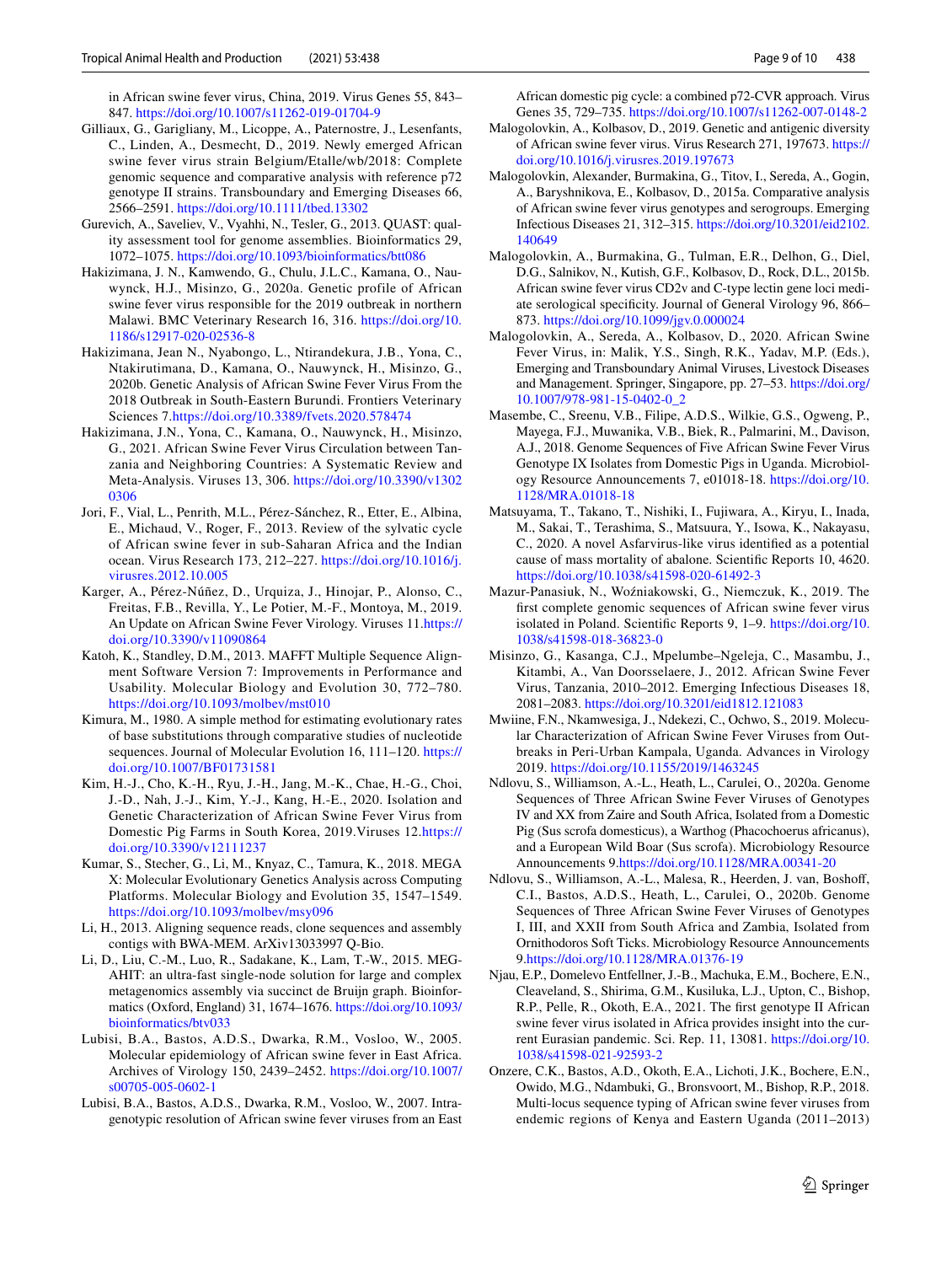in African swine fever virus, China, 2019. Virus Genes 55, 843–847. https://doi.org/10.1007/s11262-019-01704-9

Gilliaux, G., Garigliany, M., Licoppe, A., Paternostre, J., Lesenfants, C., Linden, A., Desmecht, D., 2019. Newly emerged African swine fever virus strain Belgium/Etalle/wb/2018: Complete genomic sequence and comparative analysis with reference p72 genotype II strains. Transboundary and Emerging Diseases 66, 2566–2591. https://doi.org/10.1111/tbed.13302

Gurevich, A., Saveliev, V., Vyahhi, N., Tesler, G., 2013. QUAST: quality assessment tool for genome assemblies. Bioinformatics 29, 1072–1075. https://doi.org/10.1093/bioinformatics/btt086

Hakizimana, J. N., Kamwendo, G., Chulu, J.L.C., Kamana, O., Nauwynck, H.J., Misinzo, G., 2020a. Genetic profile of African swine fever virus responsible for the 2019 outbreak in northern Malawi. BMC Veterinary Research 16, 316. https://doi.org/10.1186/s12917-020-02536-8

Hakizimana, Jean N., Nyabongo, L., Ntirandekura, J.B., Yona, C., Ntakirutimana, D., Kamana, O., Nauwynck, H., Misinzo, G., 2020b. Genetic Analysis of African Swine Fever Virus From the 2018 Outbreak in South-Eastern Burundi. Frontiers Veterinary Sciences 7.https://doi.org/10.3389/fvets.2020.578474

Hakizimana, J.N., Yona, C., Kamana, O., Nauwynck, H., Misinzo, G., 2021. African Swine Fever Virus Circulation between Tanzania and Neighboring Countries: A Systematic Review and Meta-Analysis. Viruses 13, 306. https://doi.org/10.3390/v13020306

Jori, F., Vial, L., Penrith, M.L., Pérez-Sánchez, R., Etter, E., Albina, E., Michaud, V., Roger, F., 2013. Review of the sylvatic cycle of African swine fever in sub-Saharan Africa and the Indian ocean. Virus Research 173, 212–227. https://doi.org/10.1016/j.virusres.2012.10.005

Karger, A., Pérez-Núñez, D., Urquiza, J., Hinojar, P., Alonso, C., Freitas, F.B., Revilla, Y., Le Potier, M.-F., Montoya, M., 2019. An Update on African Swine Fever Virology. Viruses 11.https://doi.org/10.3390/v11090864

Katoh, K., Standley, D.M., 2013. MAFFT Multiple Sequence Alignment Software Version 7: Improvements in Performance and Usability. Molecular Biology and Evolution 30, 772–780. https://doi.org/10.1093/molbev/mst010

Kimura, M., 1980. A simple method for estimating evolutionary rates of base substitutions through comparative studies of nucleotide sequences. Journal of Molecular Evolution 16, 111–120. https://doi.org/10.1007/BF01731581

Kim, H.-J., Cho, K.-H., Ryu, J.-H., Jang, M.-K., Chae, H.-G., Choi, J.-D., Nah, J.-J., Kim, Y.-J., Kang, H.-E., 2020. Isolation and Genetic Characterization of African Swine Fever Virus from Domestic Pig Farms in South Korea, 2019.Viruses 12.https://doi.org/10.3390/v12111237

Kumar, S., Stecher, G., Li, M., Knyaz, C., Tamura, K., 2018. MEGA X: Molecular Evolutionary Genetics Analysis across Computing Platforms. Molecular Biology and Evolution 35, 1547–1549. https://doi.org/10.1093/molbev/msy096

Li, H., 2013. Aligning sequence reads, clone sequences and assembly contigs with BWA-MEM. ArXiv13033997 Q-Bio.

Li, D., Liu, C.-M., Luo, R., Sadakane, K., Lam, T.-W., 2015. MEGAHIT: an ultra-fast single-node solution for large and complex metagenomics assembly via succinct de Bruijn graph. Bioinformatics (Oxford, England) 31, 1674–1676. https://doi.org/10.1093/bioinformatics/btv033

Lubisi, B.A., Bastos, A.D.S., Dwarka, R.M., Vosloo, W., 2005. Molecular epidemiology of African swine fever in East Africa. Archives of Virology 150, 2439–2452. https://doi.org/10.1007/s00705-005-0602-1

Lubisi, B.A., Bastos, A.D.S., Dwarka, R.M., Vosloo, W., 2007. Intra-genotypic resolution of African swine fever viruses from an East African domestic pig cycle: a combined p72-CVR approach. Virus Genes 35, 729–735. https://doi.org/10.1007/s11262-007-0148-2

Malogolovkin, A., Kolbasov, D., 2019. Genetic and antigenic diversity of African swine fever virus. Virus Research 271, 197673. https://doi.org/10.1016/j.virusres.2019.197673

Malogolovkin, Alexander, Burmakina, G., Titov, I., Sereda, A., Gogin, A., Baryshnikova, E., Kolbasov, D., 2015a. Comparative analysis of African swine fever virus genotypes and serogroups. Emerging Infectious Diseases 21, 312–315. https://doi.org/10.3201/eid2102.140649

Malogolovkin, A., Burmakina, G., Tulman, E.R., Delhon, G., Diel, D.G., Salnikov, N., Kutish, G.F., Kolbasov, D., Rock, D.L., 2015b. African swine fever virus CD2v and C-type lectin gene loci mediate serological specificity. Journal of General Virology 96, 866–873. https://doi.org/10.1099/jgv.0.000024

Malogolovkin, A., Sereda, A., Kolbasov, D., 2020. African Swine Fever Virus, in: Malik, Y.S., Singh, R.K., Yadav, M.P. (Eds.), Emerging and Transboundary Animal Viruses, Livestock Diseases and Management. Springer, Singapore, pp. 27–53. https://doi.org/10.1007/978-981-15-0402-0_2

Masembe, C., Sreenu, V.B., Filipe, A.D.S., Wilkie, G.S., Ogweng, P., Mayega, F.J., Muwanika, V.B., Biek, R., Palmarini, M., Davison, A.J., 2018. Genome Sequences of Five African Swine Fever Virus Genotype IX Isolates from Domestic Pigs in Uganda. Microbiology Resource Announcements 7, e01018-18. https://doi.org/10.1128/MRA.01018-18

Matsuyama, T., Takano, T., Nishiki, I., Fujiwara, A., Kiryu, I., Inada, M., Sakai, T., Terashima, S., Matsuura, Y., Isowa, K., Nakayasu, C., 2020. A novel Asfarvirus-like virus identified as a potential cause of mass mortality of abalone. Scientific Reports 10, 4620. https://doi.org/10.1038/s41598-020-61492-3

Mazur-Panasiuk, N., Woźniakowski, G., Niemczuk, K., 2019. The first complete genomic sequences of African swine fever virus isolated in Poland. Scientific Reports 9, 1–9. https://doi.org/10.1038/s41598-018-36823-0

Misinzo, G., Kasanga, C.J., Mpelumbe–Ngeleja, C., Masambu, J., Kitambi, A., Van Doorsselaere, J., 2012. African Swine Fever Virus, Tanzania, 2010–2012. Emerging Infectious Diseases 18, 2081–2083. https://doi.org/10.3201/eid1812.121083

Mwiine, F.N., Nkamwesiga, J., Ndekezi, C., Ochwo, S., 2019. Molecular Characterization of African Swine Fever Viruses from Outbreaks in Peri-Urban Kampala, Uganda. Advances in Virology 2019. https://doi.org/10.1155/2019/1463245

Ndlovu, S., Williamson, A.-L., Heath, L., Carulei, O., 2020a. Genome Sequences of Three African Swine Fever Viruses of Genotypes IV and XX from Zaire and South Africa, Isolated from a Domestic Pig (Sus scrofa domesticus), a Warthog (Phacochoerus africanus), and a European Wild Boar (Sus scrofa). Microbiology Resource Announcements 9.https://doi.org/10.1128/MRA.00341-20

Ndlovu, S., Williamson, A.-L., Malesa, R., Heerden, J. van, Boshoff, C.I., Bastos, A.D.S., Heath, L., Carulei, O., 2020b. Genome Sequences of Three African Swine Fever Viruses of Genotypes I, III, and XXII from South Africa and Zambia, Isolated from Ornithodoros Soft Ticks. Microbiology Resource Announcements 9.https://doi.org/10.1128/MRA.01376-19

Njau, E.P., Domelevo Entfellner, J.-B., Machuka, E.M., Bochere, E.N., Cleaveland, S., Shirima, G.M., Kusiluka, L.J., Upton, C., Bishop, R.P., Pelle, R., Okoth, E.A., 2021. The first genotype II African swine fever virus isolated in Africa provides insight into the current Eurasian pandemic. Sci. Rep. 11, 13081. https://doi.org/10.1038/s41598-021-92593-2

Onzere, C.K., Bastos, A.D., Okoth, E.A., Lichoti, J.K., Bochere, E.N., Owido, M.G., Ndambuki, G., Bronsvoort, M., Bishop, R.P., 2018. Multi-locus sequence typing of African swine fever viruses from endemic regions of Kenya and Eastern Uganda (2011–2013)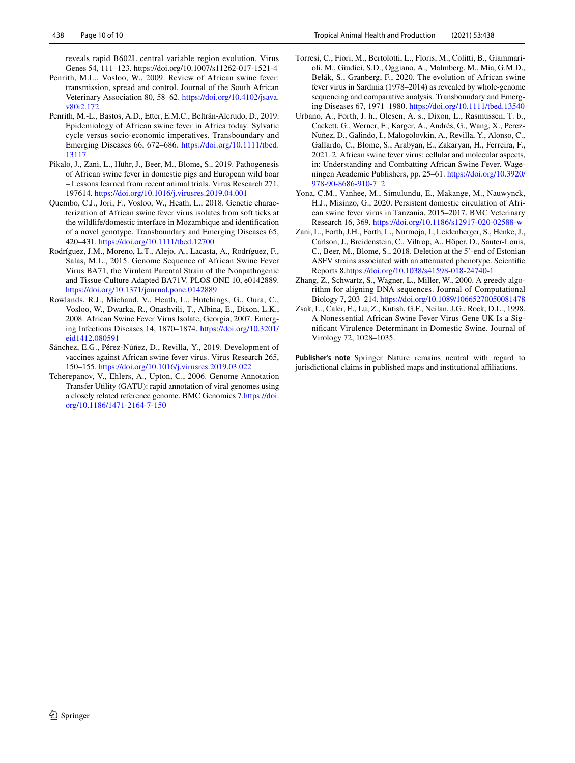reveals rapid B602L central variable region evolution. Virus Genes 54, 111–123. https://doi.org/10.1007/s11262-017-1521-4

Penrith, M.L., Vosloo, W., 2009. Review of African swine fever: transmission, spread and control. Journal of the South African Veterinary Association 80, 58–62. https://doi.org/10.4102/jsava.v80i2.172

Penrith, M.-L., Bastos, A.D., Etter, E.M.C., Beltrán-Alcrudo, D., 2019. Epidemiology of African swine fever in Africa today: Sylvatic cycle versus socio-economic imperatives. Transboundary and Emerging Diseases 66, 672–686. https://doi.org/10.1111/tbed.13117

Pikalo, J., Zani, L., Hühr, J., Beer, M., Blome, S., 2019. Pathogenesis of African swine fever in domestic pigs and European wild boar – Lessons learned from recent animal trials. Virus Research 271, 197614. https://doi.org/10.1016/j.virusres.2019.04.001

Quembo, C.J., Jori, F., Vosloo, W., Heath, L., 2018. Genetic characterization of African swine fever virus isolates from soft ticks at the wildlife/domestic interface in Mozambique and identification of a novel genotype. Transboundary and Emerging Diseases 65, 420–431. https://doi.org/10.1111/tbed.12700

Rodríguez, J.M., Moreno, L.T., Alejo, A., Lacasta, A., Rodríguez, F., Salas, M.L., 2015. Genome Sequence of African Swine Fever Virus BA71, the Virulent Parental Strain of the Nonpathogenic and Tissue-Culture Adapted BA71V. PLOS ONE 10, e0142889. https://doi.org/10.1371/journal.pone.0142889

Rowlands, R.J., Michaud, V., Heath, L., Hutchings, G., Oura, C., Vosloo, W., Dwarka, R., Onashvili, T., Albina, E., Dixon, L.K., 2008. African Swine Fever Virus Isolate, Georgia, 2007. Emerging Infectious Diseases 14, 1870–1874. https://doi.org/10.3201/eid1412.080591

Sánchez, E.G., Pérez-Núñez, D., Revilla, Y., 2019. Development of vaccines against African swine fever virus. Virus Research 265, 150–155. https://doi.org/10.1016/j.virusres.2019.03.022

Tcherepanov, V., Ehlers, A., Upton, C., 2006. Genome Annotation Transfer Utility (GATU): rapid annotation of viral genomes using a closely related reference genome. BMC Genomics 7.https://doi.org/10.1186/1471-2164-7-150

Torresi, C., Fiori, M., Bertolotti, L., Floris, M., Colitti, B., Giammarioli, M., Giudici, S.D., Oggiano, A., Malmberg, M., Mia, G.M.D., Belák, S., Granberg, F., 2020. The evolution of African swine fever virus in Sardinia (1978–2014) as revealed by whole-genome sequencing and comparative analysis. Transboundary and Emerging Diseases 67, 1971–1980. https://doi.org/10.1111/tbed.13540

Urbano, A., Forth, J. h., Olesen, A. s., Dixon, L., Rasmussen, T. b., Cackett, G., Werner, F., Karger, A., Andrés, G., Wang, X., Perez-Nuñez, D., Galindo, I., Malogolovkin, A., Revilla, Y., Alonso, C., Gallardo, C., Blome, S., Arabyan, E., Zakaryan, H., Ferreira, F., 2021. 2. African swine fever virus: cellular and molecular aspects, in: Understanding and Combatting African Swine Fever. Wageningen Academic Publishers, pp. 25–61. https://doi.org/10.3920/978-90-8686-910-7_2

Yona, C.M., Vanhee, M., Simulundu, E., Makange, M., Nauwynck, H.J., Misinzo, G., 2020. Persistent domestic circulation of African swine fever virus in Tanzania, 2015–2017. BMC Veterinary Research 16, 369. https://doi.org/10.1186/s12917-020-02588-w

Zani, L., Forth, J.H., Forth, L., Nurmoja, I., Leidenberger, S., Henke, J., Carlson, J., Breidenstein, C., Viltrop, A., Höper, D., Sauter-Louis, C., Beer, M., Blome, S., 2018. Deletion at the 5'-end of Estonian ASFV strains associated with an attenuated phenotype. Scientific Reports 8.https://doi.org/10.1038/s41598-018-24740-1

Zhang, Z., Schwartz, S., Wagner, L., Miller, W., 2000. A greedy algorithm for aligning DNA sequences. Journal of Computational Biology 7, 203–214. https://doi.org/10.1089/10665270050081478

Zsak, L., Caler, E., Lu, Z., Kutish, G.F., Neilan, J.G., Rock, D.L., 1998. A Nonessential African Swine Fever Virus Gene UK Is a Significant Virulence Determinant in Domestic Swine. Journal of Virology 72, 1028–1035.

**Publisher's note** Springer Nature remains neutral with regard to jurisdictional claims in published maps and institutional affiliations.